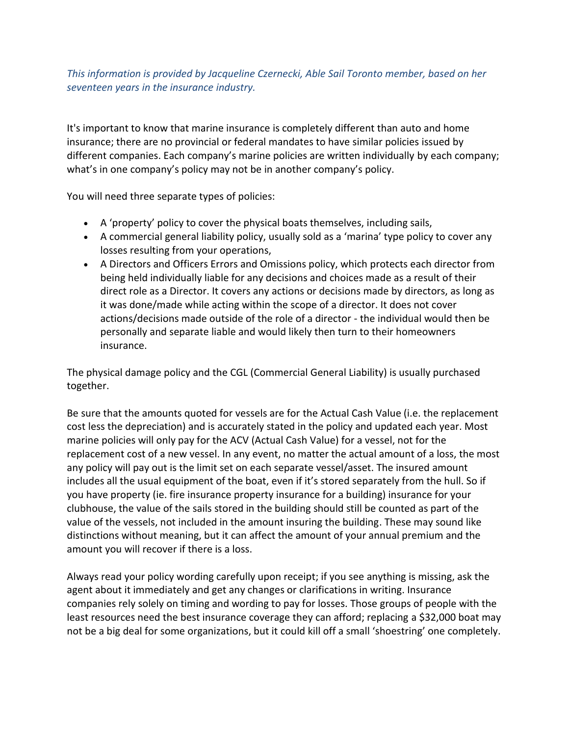*This information is provided by Jacqueline Czernecki, Able Sail Toronto member, based on her seventeen years in the insurance industry.*

It's important to know that marine insurance is completely different than auto and home insurance; there are no provincial or federal mandates to have similar policies issued by different companies. Each company's marine policies are written individually by each company; what's in one company's policy may not be in another company's policy.

You will need three separate types of policies:

- A 'property' policy to cover the physical boats themselves, including sails,
- A commercial general liability policy, usually sold as a 'marina' type policy to cover any losses resulting from your operations,
- A Directors and Officers Errors and Omissions policy, which protects each director from being held individually liable for any decisions and choices made as a result of their direct role as a Director. It covers any actions or decisions made by directors, as long as it was done/made while acting within the scope of a director. It does not cover actions/decisions made outside of the role of a director - the individual would then be personally and separate liable and would likely then turn to their homeowners insurance.

The physical damage policy and the CGL (Commercial General Liability) is usually purchased together.

Be sure that the amounts quoted for vessels are for the Actual Cash Value (i.e. the replacement cost less the depreciation) and is accurately stated in the policy and updated each year. Most marine policies will only pay for the ACV (Actual Cash Value) for a vessel, not for the replacement cost of a new vessel. In any event, no matter the actual amount of a loss, the most any policy will pay out is the limit set on each separate vessel/asset. The insured amount includes all the usual equipment of the boat, even if it's stored separately from the hull. So if you have property (ie. fire insurance property insurance for a building) insurance for your clubhouse, the value of the sails stored in the building should still be counted as part of the value of the vessels, not included in the amount insuring the building. These may sound like distinctions without meaning, but it can affect the amount of your annual premium and the amount you will recover if there is a loss.

Always read your policy wording carefully upon receipt; if you see anything is missing, ask the agent about it immediately and get any changes or clarifications in writing. Insurance companies rely solely on timing and wording to pay for losses. Those groups of people with the least resources need the best insurance coverage they can afford; replacing a $32,000 boat may not be a big deal for some organizations, but it could kill off a small 'shoestring' one completely.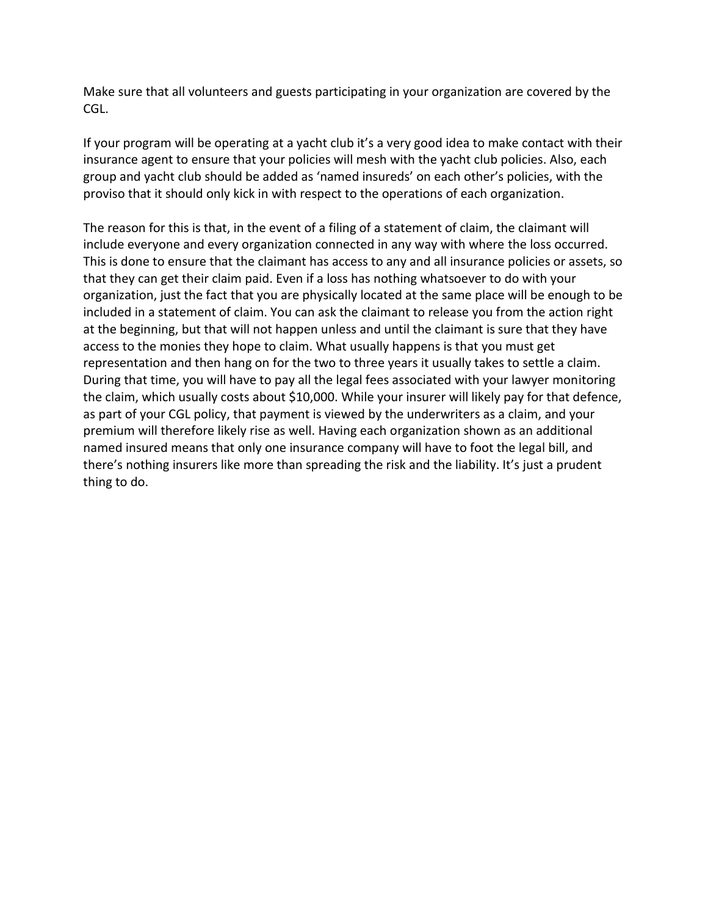Make sure that all volunteers and guests participating in your organization are covered by the CGL.

If your program will be operating at a yacht club it's a very good idea to make contact with their insurance agent to ensure that your policies will mesh with the yacht club policies. Also, each group and yacht club should be added as 'named insureds' on each other's policies, with the proviso that it should only kick in with respect to the operations of each organization.

The reason for this is that, in the event of a filing of a statement of claim, the claimant will include everyone and every organization connected in any way with where the loss occurred. This is done to ensure that the claimant has access to any and all insurance policies or assets, so that they can get their claim paid. Even if a loss has nothing whatsoever to do with your organization, just the fact that you are physically located at the same place will be enough to be included in a statement of claim. You can ask the claimant to release you from the action right at the beginning, but that will not happen unless and until the claimant is sure that they have access to the monies they hope to claim. What usually happens is that you must get representation and then hang on for the two to three years it usually takes to settle a claim. During that time, you will have to pay all the legal fees associated with your lawyer monitoring the claim, which usually costs about $10,000. While your insurer will likely pay for that defence, as part of your CGL policy, that payment is viewed by the underwriters as a claim, and your premium will therefore likely rise as well. Having each organization shown as an additional named insured means that only one insurance company will have to foot the legal bill, and there's nothing insurers like more than spreading the risk and the liability. It's just a prudent thing to do.